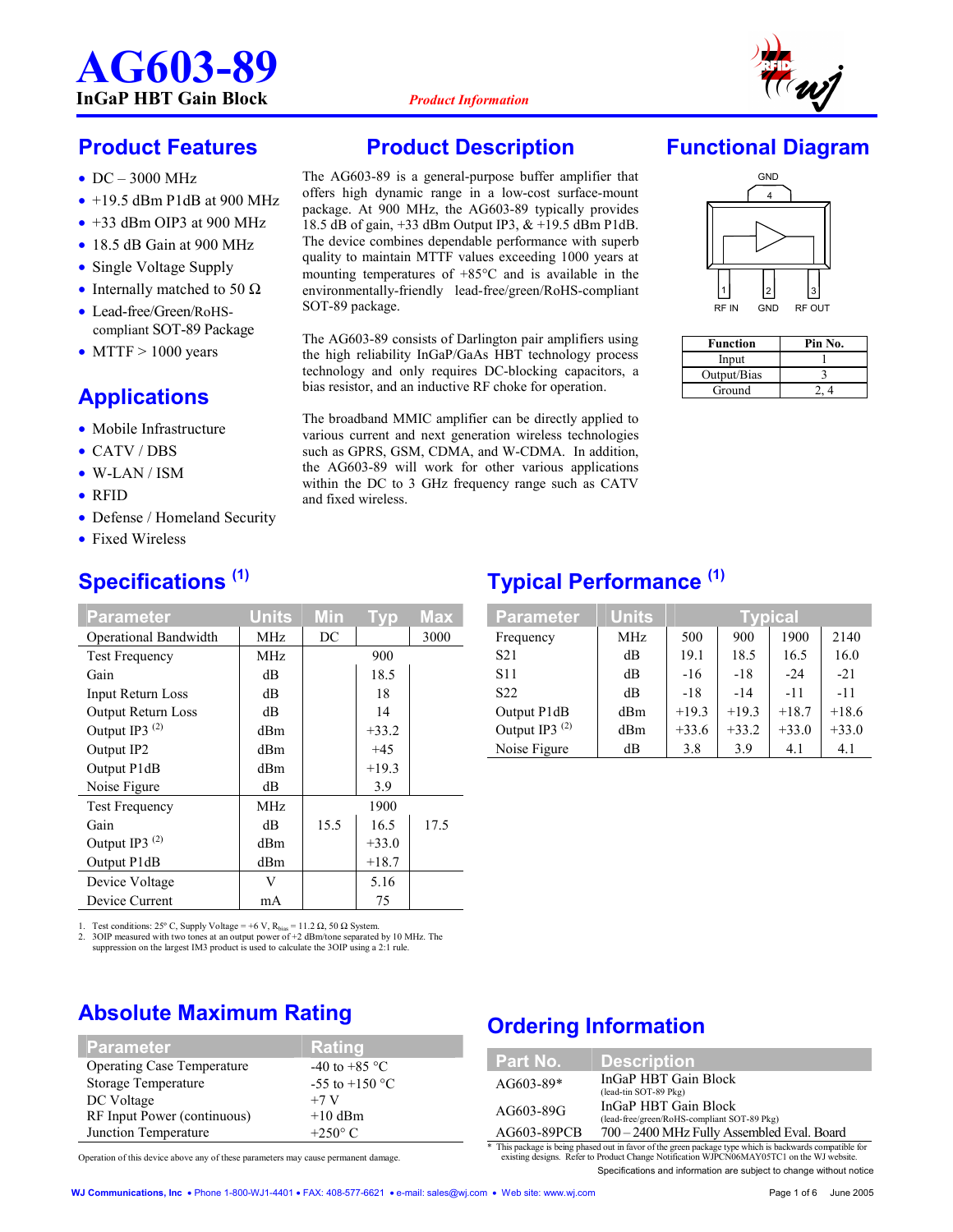# AG603-89

**InGaP HBT Gain Block**

*Product Information*

## Product Features

- DC – 3000 MHz
- +19.5 dBm P1dB at 900 MHz
- +33 dBm OIP3 at 900 MHz
- 18.5 dB Gain at 900 MHz
- Single Voltage Supply
- Internally matched to 50 Ω
- Lead-free/Green/RoHS-compliant SOT-89 Package
- MTTF > 1000 years

## Applications

- Mobile Infrastructure
- CATV / DBS
- W-LAN / ISM
- RFID
- Defense / Homeland Security
- Fixed Wireless

## Product Description

The AG603-89 is a general-purpose buffer amplifier that offers high dynamic range in a low-cost surface-mount package. At 900 MHz, the AG603-89 typically provides 18.5 dB of gain, +33 dBm Output IP3, & +19.5 dBm P1dB. The device combines dependable performance with superb quality to maintain MTTF values exceeding 1000 years at mounting temperatures of +85°C and is available in the environmentally-friendly lead-free/green/RoHS-compliant SOT-89 package.

The AG603-89 consists of Darlington pair amplifiers using the high reliability InGaP/GaAs HBT technology process technology and only requires DC-blocking capacitors, a bias resistor, and an inductive RF choke for operation.

The broadband MMIC amplifier can be directly applied to various current and next generation wireless technologies such as GPRS, GSM, CDMA, and W-CDMA. In addition, the AG603-89 will work for other various applications within the DC to 3 GHz frequency range such as CATV and fixed wireless.

## Functional Diagram

GND 4

1 RF IN, 2 GND, 3 RF OUT

| Function | Pin No. |
|---|---|
| Input | 1 |
| Output/Bias | 3 |
| Ground | 2, 4 |

## Specifications [1]

| Parameter | Units | Min | Typ | Max |
|---|---|---|---|---|
| Operational Bandwidth | MHz | DC | | 3000 |
| Test Frequency | MHz | | 900 | |
| Gain | dB | | 18.5 | |
| Input Return Loss | dB | | 18 | |
| Output Return Loss | dB | | 14 | |
| Output IP3 [2] | dBm | | +33.2 | |
| Output IP2 | dBm | | +45 | |
| Output P1dB | dBm | | +19.3 | |
| Noise Figure | dB | | 3.9 | |
| Test Frequency | MHz | | 1900 | |
| Gain | dB | 15.5 | 16.5 | 17.5 |
| Output IP3 [2] | dBm | | +33.0 | |
| Output P1dB | dBm | | +18.7 | |
| Device Voltage | V | | 5.16 | |
| Device Current | mA | | 75 | |

1. Test conditions: 25° C, Supply Voltage = +6 V, $R_{bias}$ = 11.2 Ω, 50 Ω System.
2. 3OIP measured with two tones at an output power of +2 dBm/tone separated by 10 MHz. The suppression on the largest IM3 product is used to calculate the 3OIP using a 2:1 rule.

## Typical Performance [1]

| Parameter | Units | Typical | | | |
|---|---|---|---|---|---|
| Frequency | MHz | 500 | 900 | 1900 | 2140 |
| S21 | dB | 19.1 | 18.5 | 16.5 | 16.0 |
| S11 | dB | -16 | -18 | -24 | -21 |
| S22 | dB | -18 | -14 | -11 | -11 |
| Output P1dB | dBm | +19.3 | +19.3 | +18.7 | +18.6 |
| Output IP3 [2] | dBm | +33.6 | +33.2 | +33.0 | +33.0 |
| Noise Figure | dB | 3.8 | 3.9 | 4.1 | 4.1 |

## Absolute Maximum Rating

| Parameter | Rating |
|---|---|
| Operating Case Temperature | -40 to +85 °C |
| Storage Temperature | -55 to +150 °C |
| DC Voltage | +7 V |
| RF Input Power (continuous) | +10 dBm |
| Junction Temperature | +250° C |

Operation of this device above any of these parameters may cause permanent damage.

## Ordering Information

| Part No. | Description |
|---|---|
| AG603-89* | InGaP HBT Gain Block (lead-tin SOT-89 Pkg) |
| AG603-89G | InGaP HBT Gain Block (lead-free/green/RoHS-compliant SOT-89 Pkg) |
| AG603-89PCB | 700 – 2400 MHz Fully Assembled Eval. Board |

\* This package is being phased out in favor of the green package type which is backwards compatible for existing designs. Refer to Product Change Notification WJPCN06MAY05TC1 on the WJ website.

Specifications and information are subject to change without notice

WJ Communications, Inc • Phone 1-800-WJ1-4401 • FAX: 408-577-6621 • e-mail: sales@wj.com • Web site: www.wj.com

June 2005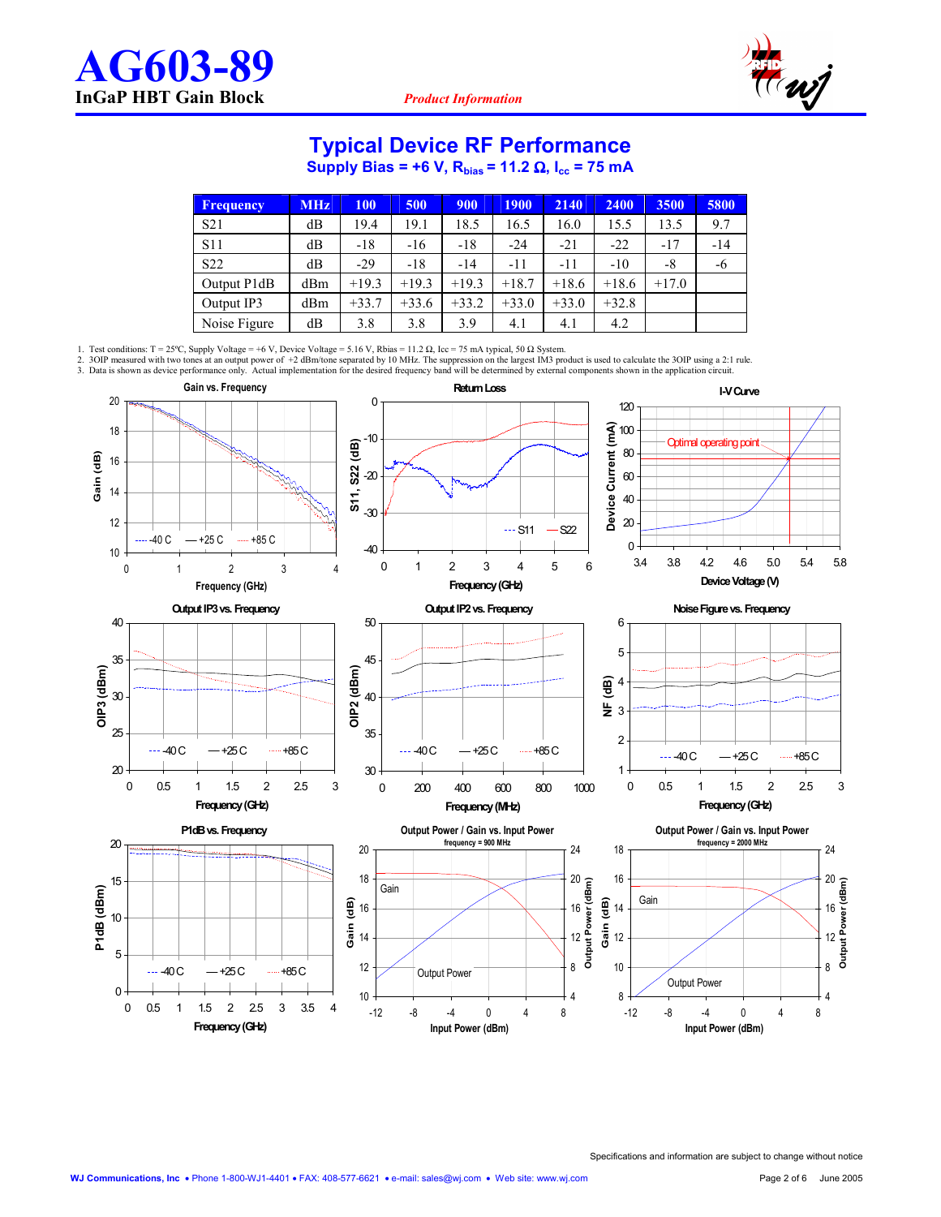# Typical Device RF Performance

### Supply Bias = +6 V, $R_{bias}$ = 11.2 Ω, $I_{cc}$ = 75 mA

| Frequency | MHz | 100 | 500 | 900 | 1900 | 2140 | 2400 | 3500 | 5800 |
|---|---|---|---|---|---|---|---|---|---|
| S21 | dB | 19.4 | 19.1 | 18.5 | 16.5 | 16.0 | 15.5 | 13.5 | 9.7 |
| S11 | dB | -18 | -16 | -18 | -24 | -21 | -22 | -17 | -14 |
| S22 | dB | -29 | -18 | -14 | -11 | -11 | -10 | -8 | -6 |
| Output P1dB | dBm | +19.3 | +19.3 | +19.3 | +18.7 | +18.6 | +18.6 | +17.0 | |
| Output IP3 | dBm | +33.7 | +33.6 | +33.2 | +33.0 | +33.0 | +32.8 | | |
| Noise Figure | dB | 3.8 | 3.8 | 3.9 | 4.1 | 4.1 | 4.2 | | |

1. Test conditions: T = 25ºC, Supply Voltage = +6 V, Device Voltage = 5.16 V, Rbias = 11.2 Ω, Icc = 75 mA typical, 50 Ω System.
2. 3OIP measured with two tones at an output power of +2 dBm/tone separated by 10 MHz. The suppression on the largest IM3 product is used to calculate the 3OIP using a 2:1 rule.
3. Data is shown as device performance only. Actual implementation for the desired frequency band will be determined by external components shown in the application circuit.

Gain vs. Frequency

Return Loss

I-V Curve

Output IP3 vs. Frequency

Output IP2 vs. Frequency

Noise Figure vs. Frequency

P1dB vs. Frequency

Output Power / Gain vs. Input Power (frequency = 900 MHz)

Output Power / Gain vs. Input Power (frequency = 2000 MHz)

Specifications and information are subject to change without notice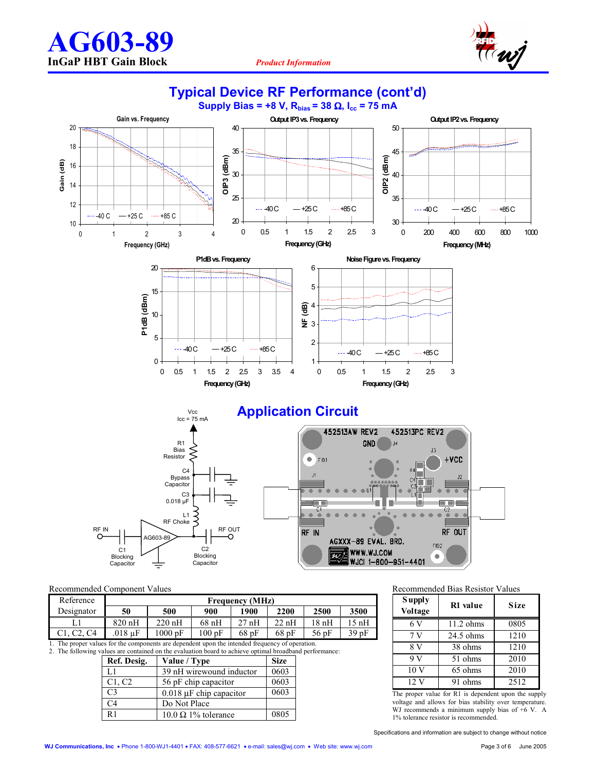# AG603-89

**InGaP HBT Gain Block**

*Product Information*

## Typical Device RF Performance (cont'd)

**Supply Bias = +8 V, $R_{bias}$ = 38 Ω, $I_{cc}$ = 75 mA**

## Application Circuit

Recommended Component Values

| Reference Designator | Frequency (MHz) | | | | | | |
|---|---|---|---|---|---|---|---|
| | 50 | 500 | 900 | 1900 | 2200 | 2500 | 3500 |
| L1 | 820 nH | 220 nH | 68 nH | 27 nH | 22 nH | 18 nH | 15 nH |
| C1, C2, C4 | .018 µF | 1000 pF | 100 pF | 68 pF | 68 pF | 56 pF | 39 pF |

1. The proper values for the components are dependent upon the intended frequency of operation.
2. The following values are contained on the evaluation board to achieve optimal broadband performance:

| Ref. Desig. | Value / Type | Size |
|---|---|---|
| L1 | 39 nH wirewound inductor | 0603 |
| C1, C2 | 56 pF chip capacitor | 0603 |
| C3 | 0.018 µF chip capacitor | 0603 |
| C4 | Do Not Place | |
| R1 | 10.0 Ω 1% tolerance | 0805 |

Recommended Bias Resistor Values

| Supply Voltage | R1 value | Size |
|---|---|---|
| 6 V | 11.2 ohms | 0805 |
| 7 V | 24.5 ohms | 1210 |
| 8 V | 38 ohms | 1210 |
| 9 V | 51 ohms | 2010 |
| 10 V | 65 ohms | 2010 |
| 12 V | 91 ohms | 2512 |

The proper value for R1 is dependent upon the supply voltage and allows for bias stability over temperature. WJ recommends a minimum supply bias of +6 V. A 1% tolerance resistor is recommended.

Specifications and information are subject to change without notice

WJ Communications, Inc • Phone 1-800-WJ1-4401 • FAX: 408-577-6621 • e-mail: sales@wj.com • Web site: www.wj.com

June 2005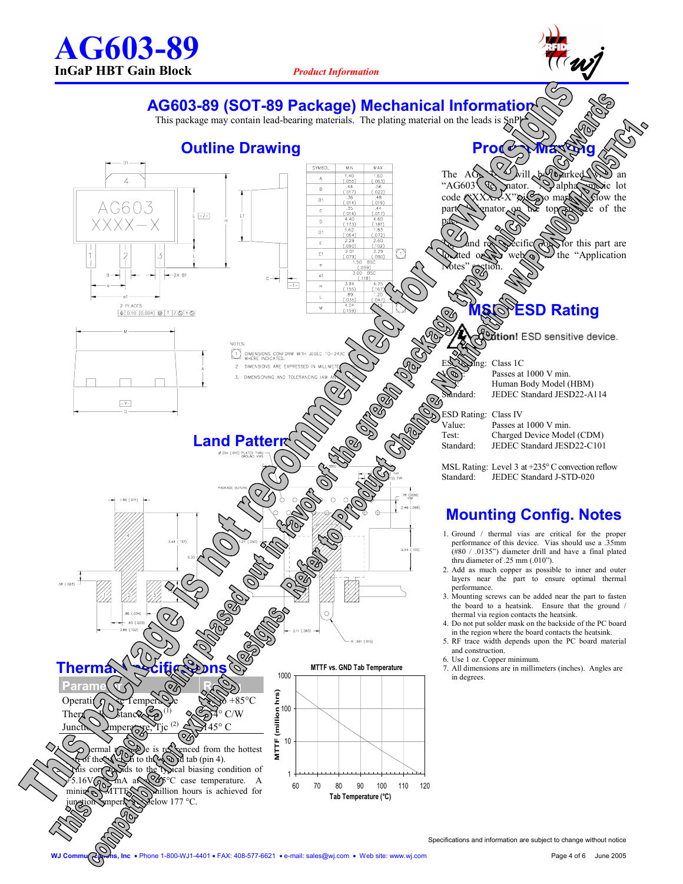# AG603-89 (SOT-89 Package) Mechanical Information

This package may contain lead-bearing materials. The plating material on the leads is SnPb.

## Outline Drawing

| SYMBOL | MIN | MAX |
|---|---|---|
| A | 1.40 (.055) | 1.60 (.063) |
| B | .44 (.017) | .56 (.022) |
| B1 | .36 (.014) | .48 (.019) |
| C | .35 (.014) | .44 (.017) |
| D | 4.40 (.173) | 4.60 (.181) |
| D1 | 1.62 (.064) | 1.83 (.072) |
| E | 2.29 (.090) | 2.60 (.102) |
| E1 | 2.01 (.079) | 2.29 (.090) |
| e | 1.50 BSC (.059) | |
| e1 | 3.00 BSC (.118) | |
| H | 3.94 (.155) | 4.25 (.167) |
| L | .89 (.035) | 1.20 (.047) |
| M | 4.04 (.159) | 4.19 |

NOTES:

1. DIMENSIONS CONFORM WITH JEDEC TO-243C WHERE INDICATED.
2. DIMENSIONS ARE EXPRESSED IN MILLIMETERS
3. DIMENSIONING AND TOLERANCING IAW ANSI

## Product Marking

The AG603-89 will be marked with an "AG603" designator. An alphanumeric lot code ("XXXX-X") is also marked below the part designator on the top surface of the package.

Tape and reel specifications for this part are located on the website in the "Application Notes" section.

## MSL / ESD Rating

**Caution!** ESD sensitive device.

ESD Rating: Class 1C
Value: Passes at 1000 V min.
Test: Human Body Model (HBM)
Standard: JEDEC Standard JESD22-A114

ESD Rating: Class IV
Value: Passes at 1000 V min.
Test: Charged Device Model (CDM)
Standard: JEDEC Standard JESD22-C101

MSL Rating: Level 3 at +235° C convection reflow
Standard: JEDEC Standard J-STD-020

## Land Pattern

## Mounting Config. Notes

1. Ground / thermal vias are critical for the proper performance of this device. Vias should use a .35mm (#80 / .0135") diameter drill and have a final plated thru diameter of .25 mm (.010").
2. Add as much copper as possible to inner and outer layers near the part to ensure optimal thermal performance.
3. Mounting screws can be added near the part to fasten the board to a heatsink. Ensure that the ground / thermal via region contacts the heatsink.
4. Do not put solder mask on the backside of the PC board in the region where the board contacts the heatsink.
5. RF trace width depends upon the PC board material and construction.
6. Use 1 oz. Copper minimum.
7. All dimensions are in millimeters (inches). Angles are in degrees.

## Thermal Specifications

| Parameter | Rating |
|---|---|
| Operating Case Temperature | -40 to +85°C |
| Thermal Resistance (1) | 154° C/W |
| Junction Temperature, Tjc (2) | 145° C |

Notes:

1. The thermal resistance is referenced from the hottest part of the junction to the ground tab (pin 4).
2. This corresponds to the typical biasing condition of +5.16V, 45 mA at an 85°C case temperature. A minimum MTTF of 1 million hours is achieved for junction temperatures below 177 °C.

MTTF vs. GND Tab Temperature

This package is not recommended for new designs as it is being phased out in favor of the green package type which is backwards compatible for existing designs. Refer to Product Change Notification WJPCN06MAY05TC1.

Specifications and information are subject to change without notice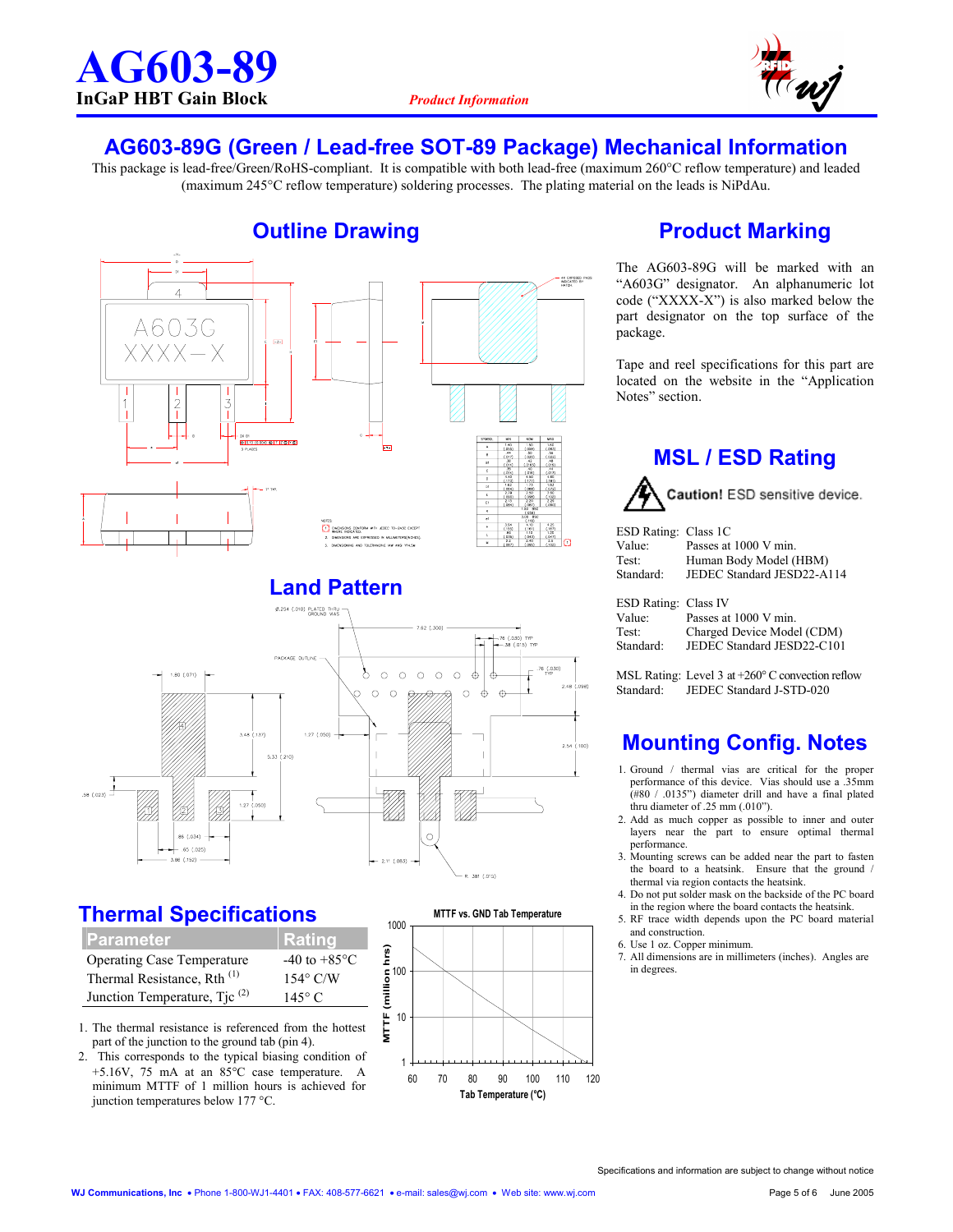# AG603-89

**InGaP HBT Gain Block**

*Product Information*

## AG603-89G (Green / Lead-free SOT-89 Package) Mechanical Information

This package is lead-free/Green/RoHS-compliant. It is compatible with both lead-free (maximum 260°C reflow temperature) and leaded (maximum 245°C reflow temperature) soldering processes. The plating material on the leads is NiPdAu.

## Outline Drawing

## Land Pattern

## Product Marking

The AG603-89G will be marked with an "A603G" designator. An alphanumeric lot code ("XXXX-X") is also marked below the part designator on the top surface of the package.

Tape and reel specifications for this part are located on the website in the "Application Notes" section.

## MSL / ESD Rating

**Caution!** ESD sensitive device.

ESD Rating: Class 1C
Value: Passes at 1000 V min.
Test: Human Body Model (HBM)
Standard: JEDEC Standard JESD22-A114

ESD Rating: Class IV
Value: Passes at 1000 V min.
Test: Charged Device Model (CDM)
Standard: JEDEC Standard JESD22-C101

MSL Rating: Level 3 at +260° C convection reflow
Standard: JEDEC Standard J-STD-020

## Mounting Config. Notes

1. Ground / thermal vias are critical for the proper performance of this device. Vias should use a .35mm (#80 / .0135") diameter drill and have a final plated thru diameter of .25 mm (.010").
2. Add as much copper as possible to inner and outer layers near the part to ensure optimal thermal performance.
3. Mounting screws can be added near the part to fasten the board to a heatsink. Ensure that the ground / thermal via region contacts the heatsink.
4. Do not put solder mask on the backside of the PC board in the region where the board contacts the heatsink.
5. RF trace width depends upon the PC board material and construction.
6. Use 1 oz. Copper minimum.
7. All dimensions are in millimeters (inches). Angles are in degrees.

## Thermal Specifications

| Parameter | Rating |
|---|---|
| Operating Case Temperature | -40 to +85°C |
| Thermal Resistance, Rth (1) | 154° C/W |
| Junction Temperature, Tjc (2) | 145° C |

1. The thermal resistance is referenced from the hottest part of the junction to the ground tab (pin 4).
2. This corresponds to the typical biasing condition of +5.16V, 75 mA at an 85°C case temperature. A minimum MTTF of 1 million hours is achieved for junction temperatures below 177 °C.

**MTTF vs. GND Tab Temperature**

Specifications and information are subject to change without notice

WJ Communications, Inc • Phone 1-800-WJ1-4401 • FAX: 408-577-6621 • e-mail: sales@wj.com • Web site: www.wj.com

June 2005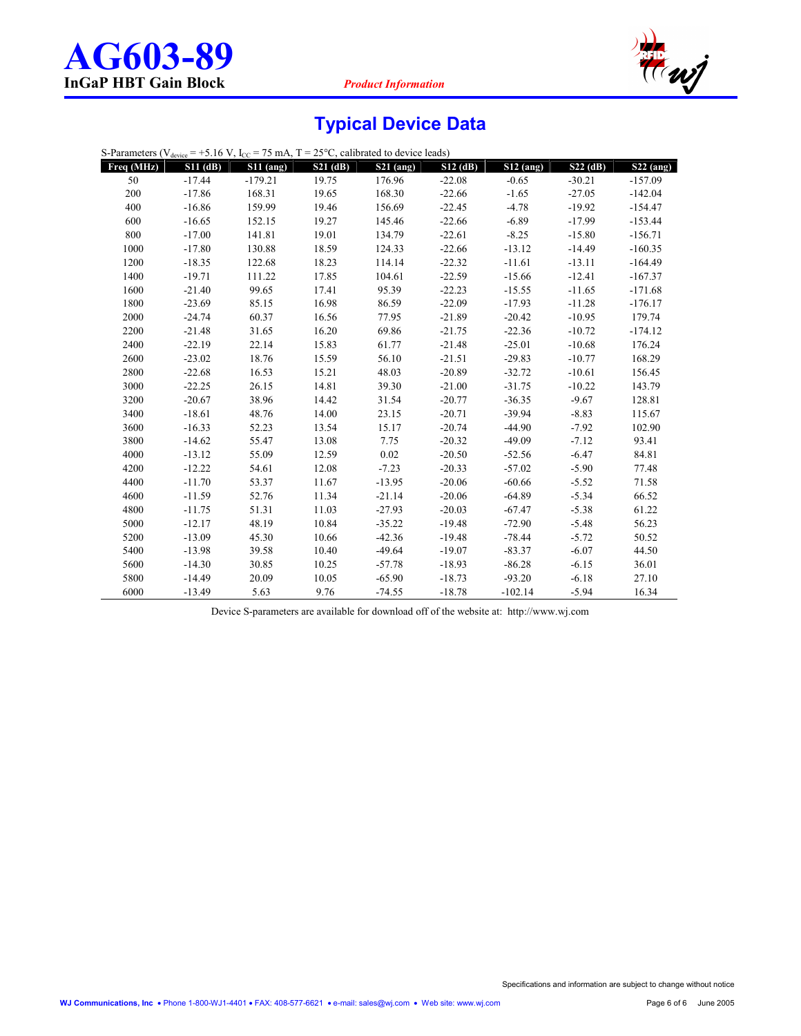# AG603-89

**InGaP HBT Gain Block**

***Product Information***

## Typical Device Data

S-Parameters ($V_{device}$ = +5.16 V, $I_{CC}$ = 75 mA, T = 25°C, calibrated to device leads)

| Freq (MHz) | S11 (dB) | S11 (ang) | S21 (dB) | S21 (ang) | S12 (dB) | S12 (ang) | S22 (dB) | S22 (ang) |
|---|---|---|---|---|---|---|---|---|
| 50 | -17.44 | -179.21 | 19.75 | 176.96 | -22.08 | -0.65 | -30.21 | -157.09 |
| 200 | -17.86 | 168.31 | 19.65 | 168.30 | -22.66 | -1.65 | -27.05 | -142.04 |
| 400 | -16.86 | 159.99 | 19.46 | 156.69 | -22.45 | -4.78 | -19.92 | -154.47 |
| 600 | -16.65 | 152.15 | 19.27 | 145.46 | -22.66 | -6.89 | -17.99 | -153.44 |
| 800 | -17.00 | 141.81 | 19.01 | 134.79 | -22.61 | -8.25 | -15.80 | -156.71 |
| 1000 | -17.80 | 130.88 | 18.59 | 124.33 | -22.66 | -13.12 | -14.49 | -160.35 |
| 1200 | -18.35 | 122.68 | 18.23 | 114.14 | -22.32 | -11.61 | -13.11 | -164.49 |
| 1400 | -19.71 | 111.22 | 17.85 | 104.61 | -22.59 | -15.66 | -12.41 | -167.37 |
| 1600 | -21.40 | 99.65 | 17.41 | 95.39 | -22.23 | -15.55 | -11.65 | -171.68 |
| 1800 | -23.69 | 85.15 | 16.98 | 86.59 | -22.09 | -17.93 | -11.28 | -176.17 |
| 2000 | -24.74 | 60.37 | 16.56 | 77.95 | -21.89 | -20.42 | -10.95 | 179.74 |
| 2200 | -21.48 | 31.65 | 16.20 | 69.86 | -21.75 | -22.36 | -10.72 | -174.12 |
| 2400 | -22.19 | 22.14 | 15.83 | 61.77 | -21.48 | -25.01 | -10.68 | 176.24 |
| 2600 | -23.02 | 18.76 | 15.59 | 56.10 | -21.51 | -29.83 | -10.77 | 168.29 |
| 2800 | -22.68 | 16.53 | 15.21 | 48.03 | -20.89 | -32.72 | -10.61 | 156.45 |
| 3000 | -22.25 | 26.15 | 14.81 | 39.30 | -21.00 | -31.75 | -10.22 | 143.79 |
| 3200 | -20.67 | 38.96 | 14.42 | 31.54 | -20.77 | -36.35 | -9.67 | 128.81 |
| 3400 | -18.61 | 48.76 | 14.00 | 23.15 | -20.71 | -39.94 | -8.83 | 115.67 |
| 3600 | -16.33 | 52.23 | 13.54 | 15.17 | -20.74 | -44.90 | -7.92 | 102.90 |
| 3800 | -14.62 | 55.47 | 13.08 | 7.75 | -20.32 | -49.09 | -7.12 | 93.41 |
| 4000 | -13.12 | 55.09 | 12.59 | 0.02 | -20.50 | -52.56 | -6.47 | 84.81 |
| 4200 | -12.22 | 54.61 | 12.08 | -7.23 | -20.33 | -57.02 | -5.90 | 77.48 |
| 4400 | -11.70 | 53.37 | 11.67 | -13.95 | -20.06 | -60.66 | -5.52 | 71.58 |
| 4600 | -11.59 | 52.76 | 11.34 | -21.14 | -20.06 | -64.89 | -5.34 | 66.52 |
| 4800 | -11.75 | 51.31 | 11.03 | -27.93 | -20.03 | -67.47 | -5.38 | 61.22 |
| 5000 | -12.17 | 48.19 | 10.84 | -35.22 | -19.48 | -72.90 | -5.48 | 56.23 |
| 5200 | -13.09 | 45.30 | 10.66 | -42.36 | -19.48 | -78.44 | -5.72 | 50.52 |
| 5400 | -13.98 | 39.58 | 10.40 | -49.64 | -19.07 | -83.37 | -6.07 | 44.50 |
| 5600 | -14.30 | 30.85 | 10.25 | -57.78 | -18.93 | -86.28 | -6.15 | 36.01 |
| 5800 | -14.49 | 20.09 | 10.05 | -65.90 | -18.73 | -93.20 | -6.18 | 27.10 |
| 6000 | -13.49 | 5.63 | 9.76 | -74.55 | -18.78 | -102.14 | -5.94 | 16.34 |

Device S-parameters are available for download off of the website at: http://www.wj.com

Specifications and information are subject to change without notice

WJ Communications, Inc • Phone 1-800-WJ1-4401 • FAX: 408-577-6621 • e-mail: sales@wj.com • Web site: www.wj.com

June 2005